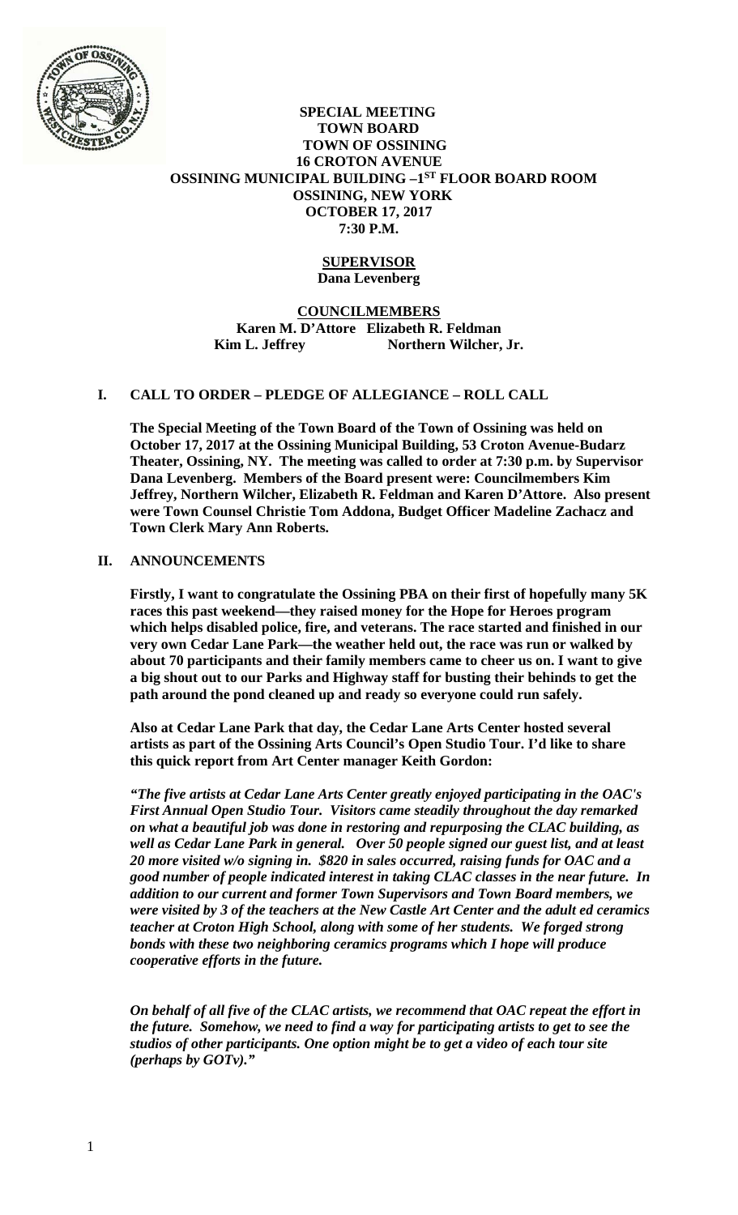**SPECIAL MEETING**
**TOWN BOARD**
**TOWN OF OSSINING**
**16 CROTON AVENUE**
**OSSINING MUNICIPAL BUILDING –1ST FLOOR BOARD ROOM**
**OSSINING, NEW YORK**
**OCTOBER 17, 2017**
**7:30 P.M.**

**SUPERVISOR**
**Dana Levenberg**

**COUNCILMEMBERS**
**Karen M. D'Attore Elizabeth R. Feldman**
**Kim L. Jeffrey Northern Wilcher, Jr.**

## I. CALL TO ORDER – PLEDGE OF ALLEGIANCE – ROLL CALL

**The Special Meeting of the Town Board of the Town of Ossining was held on October 17, 2017 at the Ossining Municipal Building, 53 Croton Avenue-Budarz Theater, Ossining, NY. The meeting was called to order at 7:30 p.m. by Supervisor Dana Levenberg. Members of the Board present were: Councilmembers Kim Jeffrey, Northern Wilcher, Elizabeth R. Feldman and Karen D'Attore. Also present were Town Counsel Christie Tom Addona, Budget Officer Madeline Zachacz and Town Clerk Mary Ann Roberts.**

## II. ANNOUNCEMENTS

**Firstly, I want to congratulate the Ossining PBA on their first of hopefully many 5K races this past weekend—they raised money for the Hope for Heroes program which helps disabled police, fire, and veterans. The race started and finished in our very own Cedar Lane Park—the weather held out, the race was run or walked by about 70 participants and their family members came to cheer us on. I want to give a big shout out to our Parks and Highway staff for busting their behinds to get the path around the pond cleaned up and ready so everyone could run safely.**

**Also at Cedar Lane Park that day, the Cedar Lane Arts Center hosted several artists as part of the Ossining Arts Council's Open Studio Tour. I'd like to share this quick report from Art Center manager Keith Gordon:**

***"The five artists at Cedar Lane Arts Center greatly enjoyed participating in the OAC's First Annual Open Studio Tour. Visitors came steadily throughout the day remarked on what a beautiful job was done in restoring and repurposing the CLAC building, as well as Cedar Lane Park in general. Over 50 people signed our guest list, and at least 20 more visited w/o signing in. $820 in sales occurred, raising funds for OAC and a good number of people indicated interest in taking CLAC classes in the near future. In addition to our current and former Town Supervisors and Town Board members, we were visited by 3 of the teachers at the New Castle Art Center and the adult ed ceramics teacher at Croton High School, along with some of her students. We forged strong bonds with these two neighboring ceramics programs which I hope will produce cooperative efforts in the future.***

***On behalf of all five of the CLAC artists, we recommend that OAC repeat the effort in the future. Somehow, we need to find a way for participating artists to get to see the studios of other participants. One option might be to get a video of each tour site (perhaps by GOTv)."***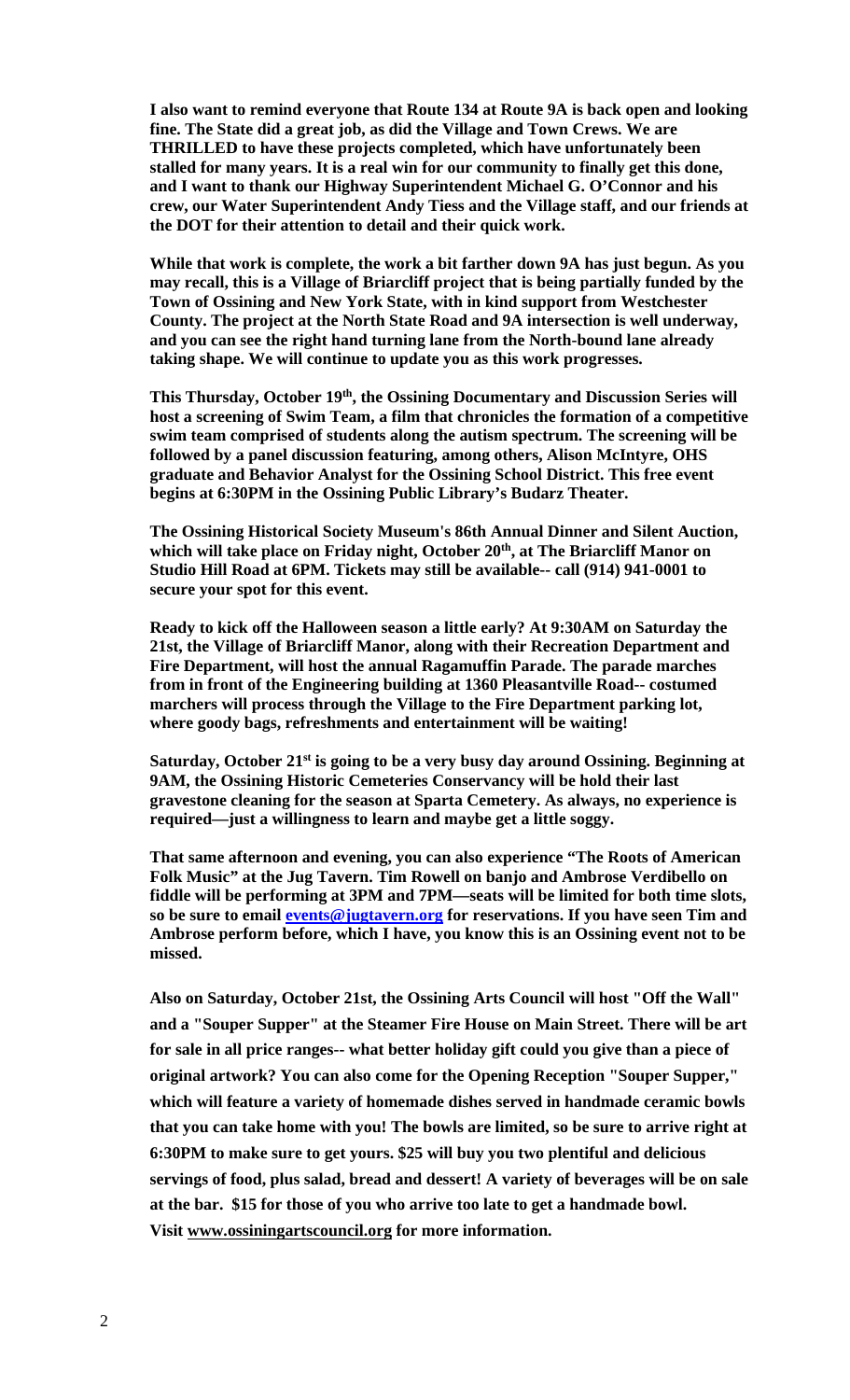**I also want to remind everyone that Route 134 at Route 9A is back open and looking fine. The State did a great job, as did the Village and Town Crews. We are THRILLED to have these projects completed, which have unfortunately been stalled for many years. It is a real win for our community to finally get this done, and I want to thank our Highway Superintendent Michael G. O'Connor and his crew, our Water Superintendent Andy Tiess and the Village staff, and our friends at the DOT for their attention to detail and their quick work.**

**While that work is complete, the work a bit farther down 9A has just begun. As you may recall, this is a Village of Briarcliff project that is being partially funded by the Town of Ossining and New York State, with in kind support from Westchester County. The project at the North State Road and 9A intersection is well underway, and you can see the right hand turning lane from the North-bound lane already taking shape. We will continue to update you as this work progresses.**

**This Thursday, October 19th, the Ossining Documentary and Discussion Series will host a screening of Swim Team, a film that chronicles the formation of a competitive swim team comprised of students along the autism spectrum. The screening will be followed by a panel discussion featuring, among others, Alison McIntyre, OHS graduate and Behavior Analyst for the Ossining School District. This free event begins at 6:30PM in the Ossining Public Library's Budarz Theater.**

**The Ossining Historical Society Museum's 86th Annual Dinner and Silent Auction, which will take place on Friday night, October 20th, at The Briarcliff Manor on Studio Hill Road at 6PM. Tickets may still be available-- call (914) 941-0001 to secure your spot for this event.**

**Ready to kick off the Halloween season a little early? At 9:30AM on Saturday the 21st, the Village of Briarcliff Manor, along with their Recreation Department and Fire Department, will host the annual Ragamuffin Parade. The parade marches from in front of the Engineering building at 1360 Pleasantville Road-- costumed marchers will process through the Village to the Fire Department parking lot, where goody bags, refreshments and entertainment will be waiting!**

**Saturday, October 21st is going to be a very busy day around Ossining. Beginning at 9AM, the Ossining Historic Cemeteries Conservancy will be hold their last gravestone cleaning for the season at Sparta Cemetery. As always, no experience is required—just a willingness to learn and maybe get a little soggy.**

**That same afternoon and evening, you can also experience "The Roots of American Folk Music" at the Jug Tavern. Tim Rowell on banjo and Ambrose Verdibello on fiddle will be performing at 3PM and 7PM—seats will be limited for both time slots, so be sure to email events@jugtavern.org for reservations. If you have seen Tim and Ambrose perform before, which I have, you know this is an Ossining event not to be missed.**

**Also on Saturday, October 21st, the Ossining Arts Council will host "Off the Wall" and a "Souper Supper" at the Steamer Fire House on Main Street. There will be art for sale in all price ranges-- what better holiday gift could you give than a piece of original artwork? You can also come for the Opening Reception "Souper Supper," which will feature a variety of homemade dishes served in handmade ceramic bowls that you can take home with you! The bowls are limited, so be sure to arrive right at 6:30PM to make sure to get yours. $25 will buy you two plentiful and delicious servings of food, plus salad, bread and dessert! A variety of beverages will be on sale at the bar. $15 for those of you who arrive too late to get a handmade bowl. Visit www.ossiningartscouncil.org for more information.**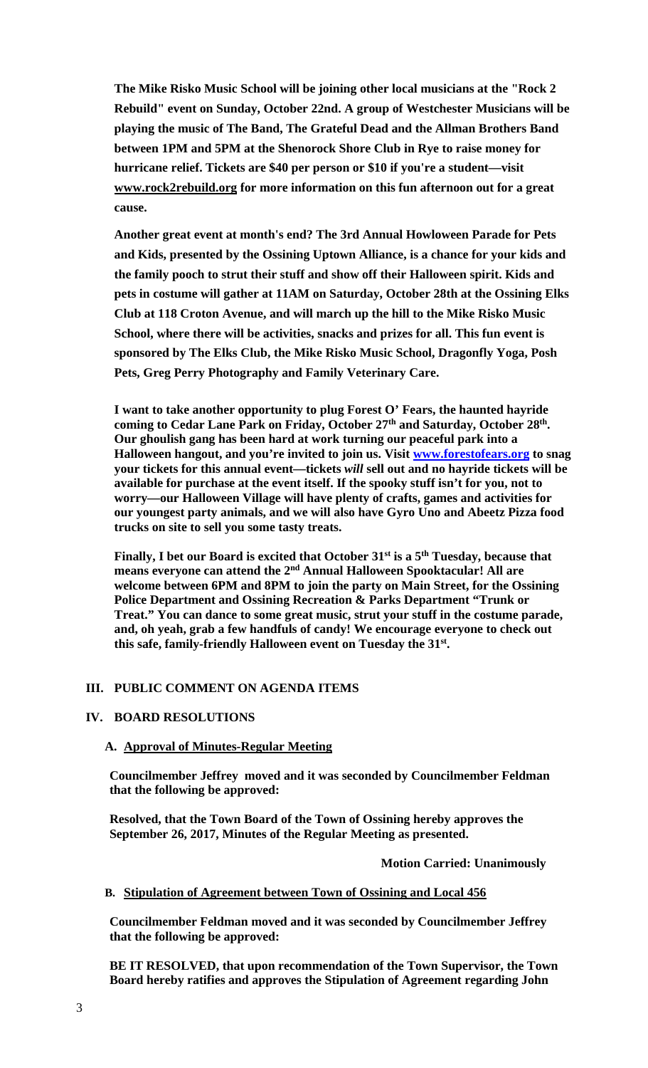**The Mike Risko Music School will be joining other local musicians at the "Rock 2 Rebuild" event on Sunday, October 22nd. A group of Westchester Musicians will be playing the music of The Band, The Grateful Dead and the Allman Brothers Band between 1PM and 5PM at the Shenorock Shore Club in Rye to raise money for hurricane relief. Tickets are $40 per person or $10 if you're a student—visit www.rock2rebuild.org for more information on this fun afternoon out for a great cause.**

**Another great event at month's end? The 3rd Annual Howloween Parade for Pets and Kids, presented by the Ossining Uptown Alliance, is a chance for your kids and the family pooch to strut their stuff and show off their Halloween spirit. Kids and pets in costume will gather at 11AM on Saturday, October 28th at the Ossining Elks Club at 118 Croton Avenue, and will march up the hill to the Mike Risko Music School, where there will be activities, snacks and prizes for all. This fun event is sponsored by The Elks Club, the Mike Risko Music School, Dragonfly Yoga, Posh Pets, Greg Perry Photography and Family Veterinary Care.**

**I want to take another opportunity to plug Forest O' Fears, the haunted hayride coming to Cedar Lane Park on Friday, October 27th and Saturday, October 28th. Our ghoulish gang has been hard at work turning our peaceful park into a Halloween hangout, and you're invited to join us. Visit www.forestofears.org to snag your tickets for this annual event—tickets *will* sell out and no hayride tickets will be available for purchase at the event itself. If the spooky stuff isn't for you, not to worry—our Halloween Village will have plenty of crafts, games and activities for our youngest party animals, and we will also have Gyro Uno and Abeetz Pizza food trucks on site to sell you some tasty treats.**

**Finally, I bet our Board is excited that October 31st is a 5th Tuesday, because that means everyone can attend the 2nd Annual Halloween Spooktacular! All are welcome between 6PM and 8PM to join the party on Main Street, for the Ossining Police Department and Ossining Recreation & Parks Department "Trunk or Treat." You can dance to some great music, strut your stuff in the costume parade, and, oh yeah, grab a few handfuls of candy! We encourage everyone to check out this safe, family-friendly Halloween event on Tuesday the 31st.**

## III. PUBLIC COMMENT ON AGENDA ITEMS

## IV. BOARD RESOLUTIONS

### A. Approval of Minutes-Regular Meeting

**Councilmember Jeffrey moved and it was seconded by Councilmember Feldman that the following be approved:**

**Resolved, that the Town Board of the Town of Ossining hereby approves the September 26, 2017, Minutes of the Regular Meeting as presented.**

**Motion Carried: Unanimously**

### B. Stipulation of Agreement between Town of Ossining and Local 456

**Councilmember Feldman moved and it was seconded by Councilmember Jeffrey that the following be approved:**

**BE IT RESOLVED, that upon recommendation of the Town Supervisor, the Town Board hereby ratifies and approves the Stipulation of Agreement regarding John**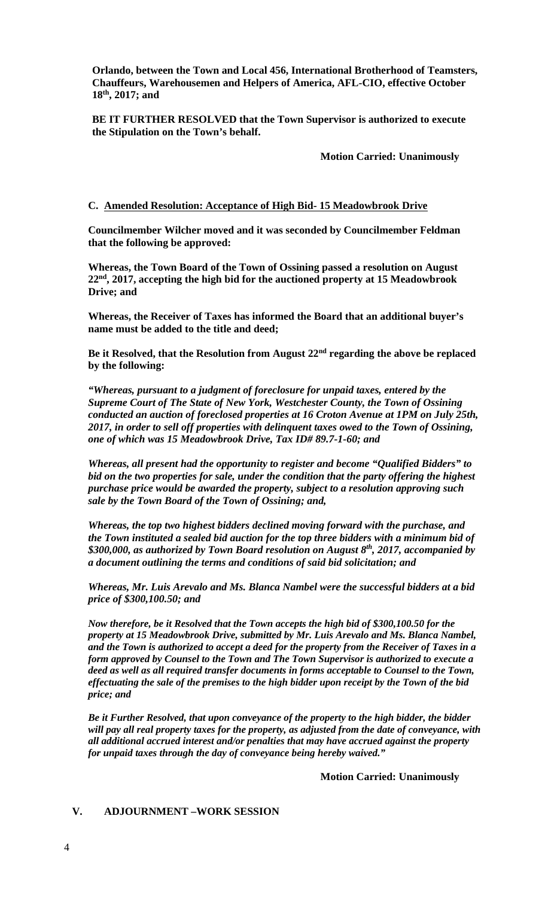**Orlando, between the Town and Local 456, International Brotherhood of Teamsters, Chauffeurs, Warehousemen and Helpers of America, AFL-CIO, effective October 18th, 2017; and**

**BE IT FURTHER RESOLVED that the Town Supervisor is authorized to execute the Stipulation on the Town's behalf.**

**Motion Carried: Unanimously**

**C. Amended Resolution: Acceptance of High Bid- 15 Meadowbrook Drive**

**Councilmember Wilcher moved and it was seconded by Councilmember Feldman that the following be approved:**

**Whereas, the Town Board of the Town of Ossining passed a resolution on August 22nd, 2017, accepting the high bid for the auctioned property at 15 Meadowbrook Drive; and**

**Whereas, the Receiver of Taxes has informed the Board that an additional buyer's name must be added to the title and deed;**

**Be it Resolved, that the Resolution from August 22nd regarding the above be replaced by the following:**

***"Whereas, pursuant to a judgment of foreclosure for unpaid taxes, entered by the Supreme Court of The State of New York, Westchester County, the Town of Ossining conducted an auction of foreclosed properties at 16 Croton Avenue at 1PM on July 25th, 2017, in order to sell off properties with delinquent taxes owed to the Town of Ossining, one of which was 15 Meadowbrook Drive, Tax ID# 89.7-1-60; and***

***Whereas, all present had the opportunity to register and become "Qualified Bidders" to bid on the two properties for sale, under the condition that the party offering the highest purchase price would be awarded the property, subject to a resolution approving such sale by the Town Board of the Town of Ossining; and,***

***Whereas, the top two highest bidders declined moving forward with the purchase, and the Town instituted a sealed bid auction for the top three bidders with a minimum bid of $300,000, as authorized by Town Board resolution on August 8th, 2017, accompanied by a document outlining the terms and conditions of said bid solicitation; and***

***Whereas, Mr. Luis Arevalo and Ms. Blanca Nambel were the successful bidders at a bid price of $300,100.50; and***

***Now therefore, be it Resolved that the Town accepts the high bid of $300,100.50 for the property at 15 Meadowbrook Drive, submitted by Mr. Luis Arevalo and Ms. Blanca Nambel, and the Town is authorized to accept a deed for the property from the Receiver of Taxes in a form approved by Counsel to the Town and The Town Supervisor is authorized to execute a deed as well as all required transfer documents in forms acceptable to Counsel to the Town, effectuating the sale of the premises to the high bidder upon receipt by the Town of the bid price; and***

***Be it Further Resolved, that upon conveyance of the property to the high bidder, the bidder will pay all real property taxes for the property, as adjusted from the date of conveyance, with all additional accrued interest and/or penalties that may have accrued against the property for unpaid taxes through the day of conveyance being hereby waived."***

**Motion Carried: Unanimously**

## V. ADJOURNMENT –WORK SESSION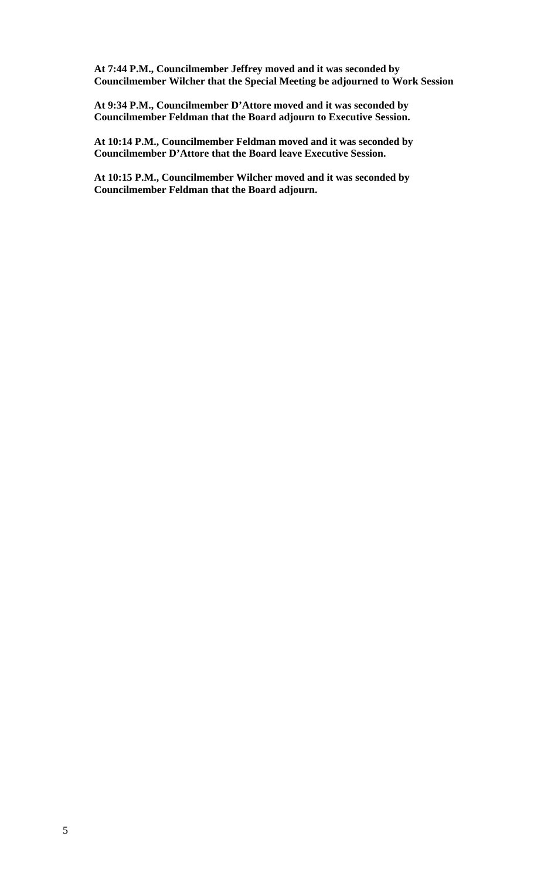**At 7:44 P.M., Councilmember Jeffrey moved and it was seconded by Councilmember Wilcher that the Special Meeting be adjourned to Work Session**

**At 9:34 P.M., Councilmember D'Attore moved and it was seconded by Councilmember Feldman that the Board adjourn to Executive Session.**

**At 10:14 P.M., Councilmember Feldman moved and it was seconded by Councilmember D'Attore that the Board leave Executive Session.**

**At 10:15 P.M., Councilmember Wilcher moved and it was seconded by Councilmember Feldman that the Board adjourn.**